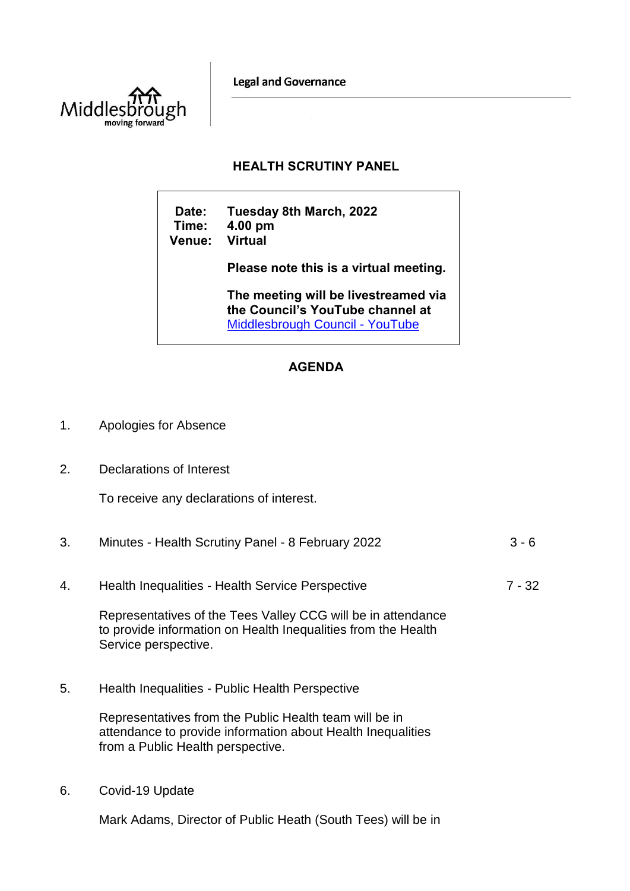Middlesbrough
moving forward

Legal and Governance

## HEALTH SCRUTINY PANEL

**Date:** Tuesday 8th March, 2022
**Time:** 4.00 pm
**Venue:** Virtual

**Please note this is a virtual meeting.**

**The meeting will be livestreamed via the Council's YouTube channel at** [Middlesbrough Council - YouTube]

## AGENDA

1. Apologies for Absence

2. Declarations of Interest

   To receive any declarations of interest.

3. Minutes - Health Scrutiny Panel - 8 February 2022 — 3 - 6

4. Health Inequalities - Health Service Perspective — 7 - 32

   Representatives of the Tees Valley CCG will be in attendance to provide information on Health Inequalities from the Health Service perspective.

5. Health Inequalities - Public Health Perspective

   Representatives from the Public Health team will be in attendance to provide information about Health Inequalities from a Public Health perspective.

6. Covid-19 Update

   Mark Adams, Director of Public Heath (South Tees) will be in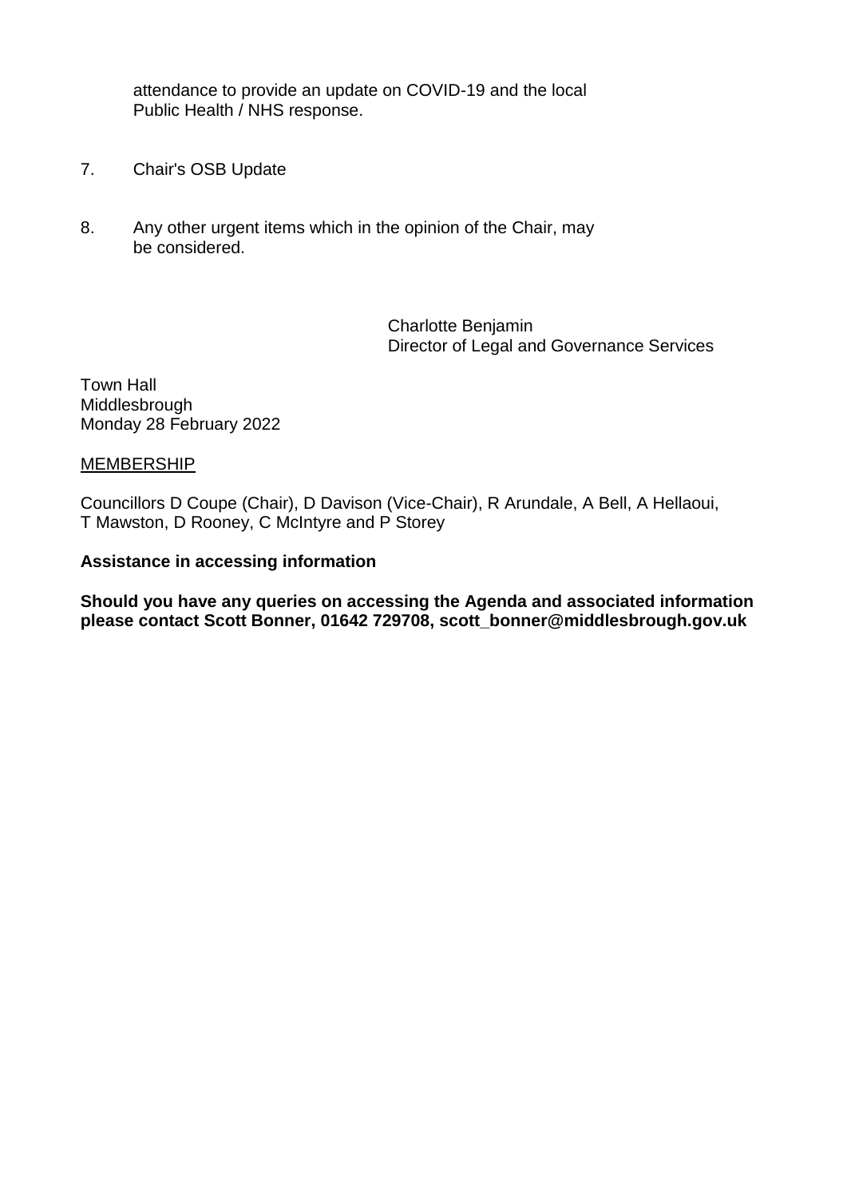attendance to provide an update on COVID-19 and the local Public Health / NHS response.

7. Chair's OSB Update

8. Any other urgent items which in the opinion of the Chair, may be considered.

Charlotte Benjamin
Director of Legal and Governance Services

Town Hall
Middlesbrough
Monday 28 February 2022

MEMBERSHIP

Councillors D Coupe (Chair), D Davison (Vice-Chair), R Arundale, A Bell, A Hellaoui, T Mawston, D Rooney, C McIntyre and P Storey

**Assistance in accessing information**

**Should you have any queries on accessing the Agenda and associated information please contact Scott Bonner, 01642 729708, scott_bonner@middlesbrough.gov.uk**